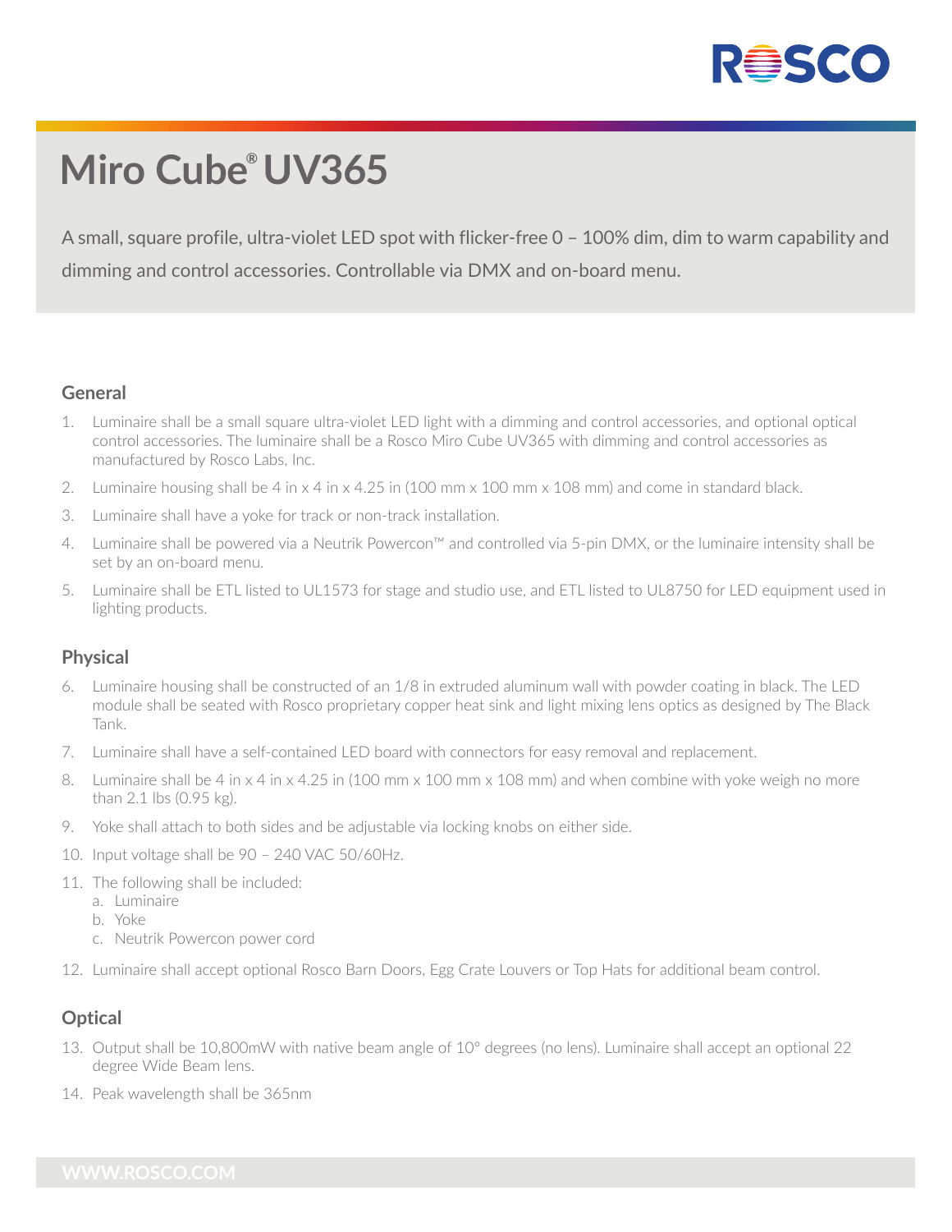# Miro Cube® UV365

A small, square profile, ultra-violet LED spot with flicker-free 0 – 100% dim, dim to warm capability and dimming and control accessories. Controllable via DMX and on-board menu.

## General

1. Luminaire shall be a small square ultra-violet LED light with a dimming and control accessories, and optional optical control accessories. The luminaire shall be a Rosco Miro Cube UV365 with dimming and control accessories as manufactured by Rosco Labs, Inc.
2. Luminaire housing shall be 4 in x 4 in x 4.25 in (100 mm x 100 mm x 108 mm) and come in standard black.
3. Luminaire shall have a yoke for track or non-track installation.
4. Luminaire shall be powered via a Neutrik Powercon™ and controlled via 5-pin DMX, or the luminaire intensity shall be set by an on-board menu.
5. Luminaire shall be ETL listed to UL1573 for stage and studio use, and ETL listed to UL8750 for LED equipment used in lighting products.

## Physical

6. Luminaire housing shall be constructed of an 1/8 in extruded aluminum wall with powder coating in black. The LED module shall be seated with Rosco proprietary copper heat sink and light mixing lens optics as designed by The Black Tank.
7. Luminaire shall have a self-contained LED board with connectors for easy removal and replacement.
8. Luminaire shall be 4 in x 4 in x 4.25 in (100 mm x 100 mm x 108 mm) and when combine with yoke weigh no more than 2.1 lbs (0.95 kg).
9. Yoke shall attach to both sides and be adjustable via locking knobs on either side.
10. Input voltage shall be 90 – 240 VAC 50/60Hz.
11. The following shall be included:
    a. Luminaire
    b. Yoke
    c. Neutrik Powercon power cord
12. Luminaire shall accept optional Rosco Barn Doors, Egg Crate Louvers or Top Hats for additional beam control.

## Optical

13. Output shall be 10,800mW with native beam angle of 10° degrees (no lens). Luminaire shall accept an optional 22 degree Wide Beam lens.
14. Peak wavelength shall be 365nm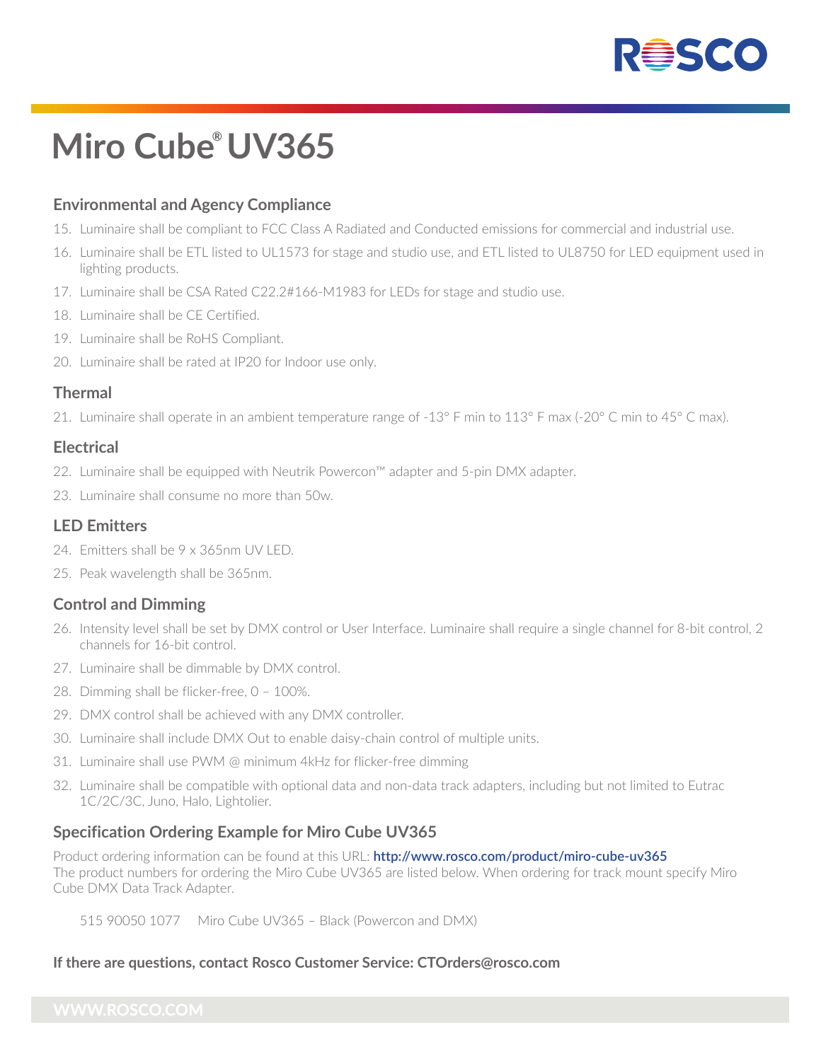# Miro Cube® UV365

## Environmental and Agency Compliance

15. Luminaire shall be compliant to FCC Class A Radiated and Conducted emissions for commercial and industrial use.
16. Luminaire shall be ETL listed to UL1573 for stage and studio use, and ETL listed to UL8750 for LED equipment used in lighting products.
17. Luminaire shall be CSA Rated C22.2#166-M1983 for LEDs for stage and studio use.
18. Luminaire shall be CE Certified.
19. Luminaire shall be RoHS Compliant.
20. Luminaire shall be rated at IP20 for Indoor use only.

## Thermal

21. Luminaire shall operate in an ambient temperature range of -13° F min to 113° F max (-20° C min to 45° C max).

## Electrical

22. Luminaire shall be equipped with Neutrik Powercon™ adapter and 5-pin DMX adapter.
23. Luminaire shall consume no more than 50w.

## LED Emitters

24. Emitters shall be 9 x 365nm UV LED.
25. Peak wavelength shall be 365nm.

## Control and Dimming

26. Intensity level shall be set by DMX control or User Interface. Luminaire shall require a single channel for 8-bit control, 2 channels for 16-bit control.
27. Luminaire shall be dimmable by DMX control.
28. Dimming shall be flicker-free, 0 – 100%.
29. DMX control shall be achieved with any DMX controller.
30. Luminaire shall include DMX Out to enable daisy-chain control of multiple units.
31. Luminaire shall use PWM @ minimum 4kHz for flicker-free dimming
32. Luminaire shall be compatible with optional data and non-data track adapters, including but not limited to Eutrac 1C/2C/3C, Juno, Halo, Lightolier.

## Specification Ordering Example for Miro Cube UV365

Product ordering information can be found at this URL: **http://www.rosco.com/product/miro-cube-uv365**
The product numbers for ordering the Miro Cube UV365 are listed below. When ordering for track mount specify Miro Cube DMX Data Track Adapter.

515 90050 1077 Miro Cube UV365 – Black (Powercon and DMX)

**If there are questions, contact Rosco Customer Service: CTOrders@rosco.com**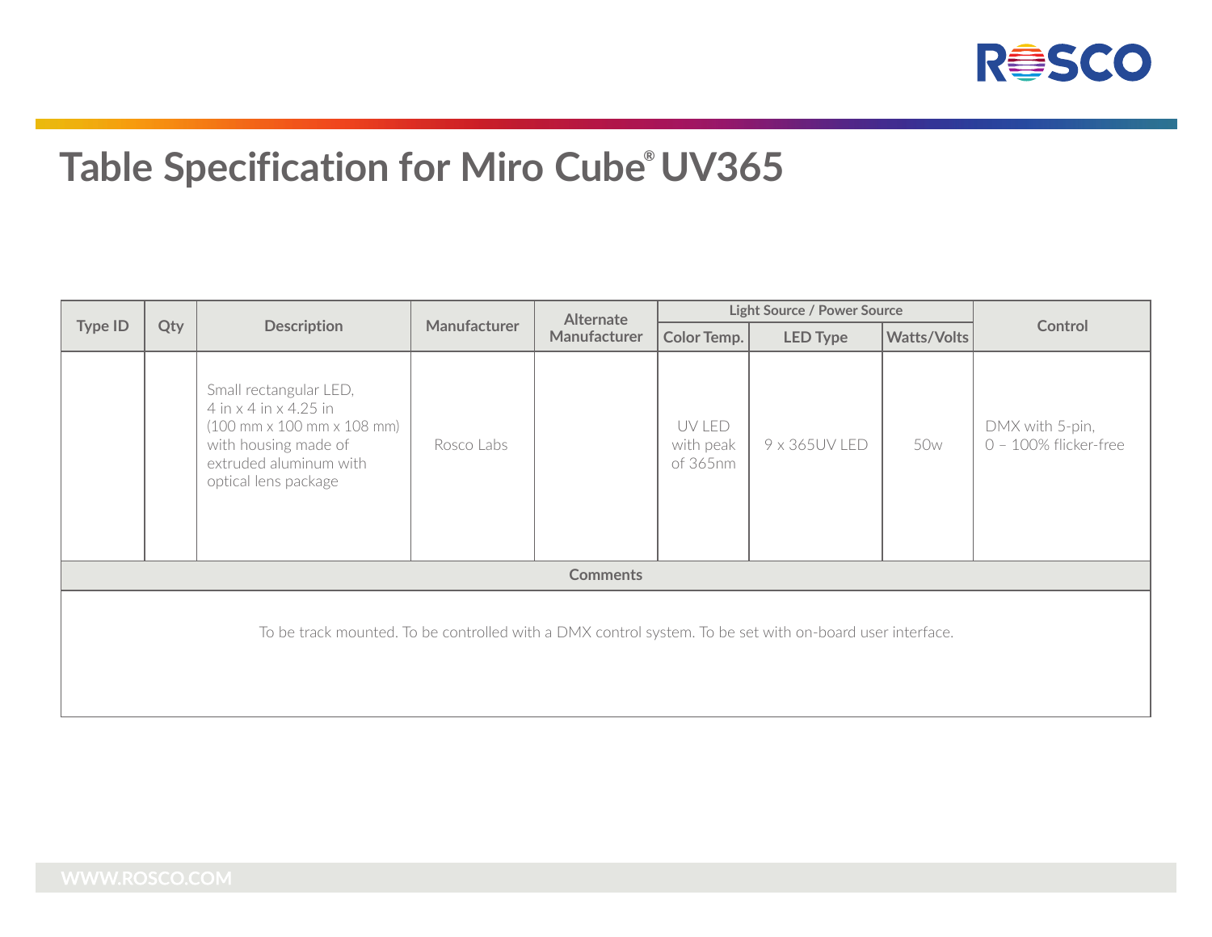# Table Specification for Miro Cube® UV365

| Type ID | Qty | Description | Manufacturer | Alternate Manufacturer | Light Source / Power Source | | | Control |
|---|---|---|---|---|---|---|---|---|
| | | | | | Color Temp. | LED Type | Watts/Volts | |
| | | Small rectangular LED, 4 in x 4 in x 4.25 in (100 mm x 100 mm x 108 mm) with housing made of extruded aluminum with optical lens package | Rosco Labs | | UV LED with peak of 365nm | 9 x 365UV LED | 50w | DMX with 5-pin, 0 – 100% flicker-free |

**Comments**

To be track mounted. To be controlled with a DMX control system. To be set with on-board user interface.